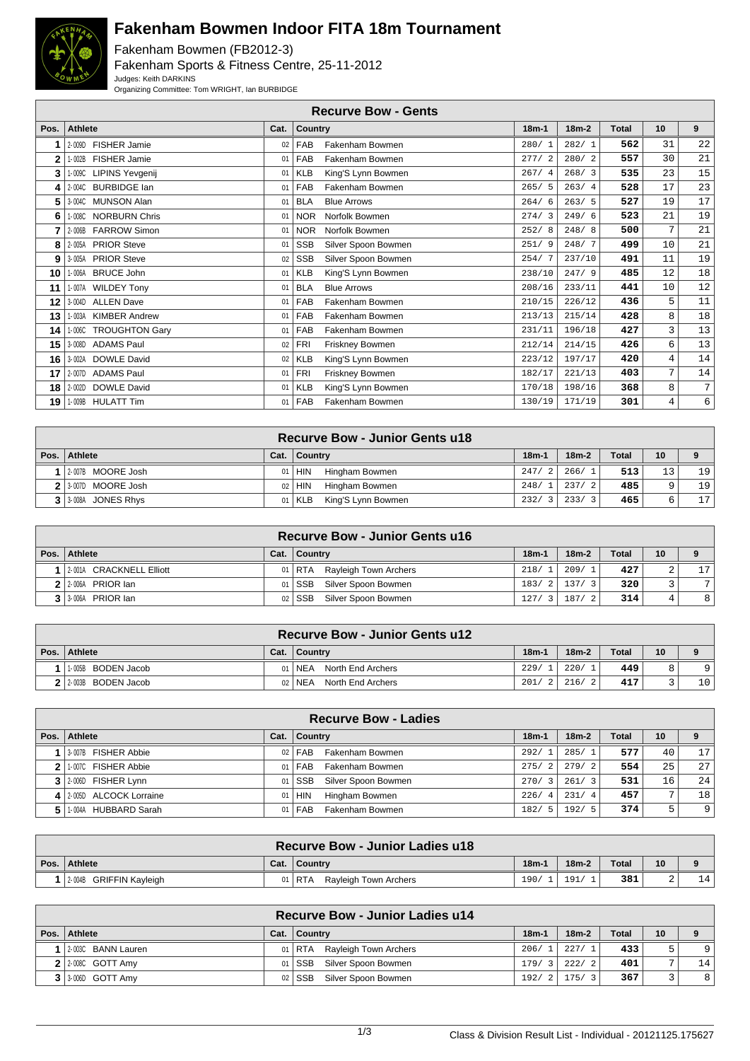# Fakenham Bowmen Indoor FITA 18m Tournament

Fakenham Bowmen (FB2012-3)
Fakenham Sports & Fitness Centre, 25-11-2012
Judges: Keith DARKINS
Organizing Committee: Tom WRIGHT, Ian BURBIDGE

## Recurve Bow - Gents

| Pos. | Athlete | Cat. | Country | 18m-1 | 18m-2 | Total | 10 | 9 |
|---|---|---|---|---|---|---|---|---|
| 1 | 2-009D FISHER Jamie | 02 | FAB Fakenham Bowmen | 280/ 1 | 282/ 1 | 562 | 31 | 22 |
| 2 | 1-002B FISHER Jamie | 01 | FAB Fakenham Bowmen | 277/ 2 | 280/ 2 | 557 | 30 | 21 |
| 3 | 1-009C LIPINS Yevgenij | 01 | KLB King'S Lynn Bowmen | 267/ 4 | 268/ 3 | 535 | 23 | 15 |
| 4 | 2-004C BURBIDGE Ian | 01 | FAB Fakenham Bowmen | 265/ 5 | 263/ 4 | 528 | 17 | 23 |
| 5 | 3-004C MUNSON Alan | 01 | BLA Blue Arrows | 264/ 6 | 263/ 5 | 527 | 19 | 17 |
| 6 | 1-008C NORBURN Chris | 01 | NOR Norfolk Bowmen | 274/ 3 | 249/ 6 | 523 | 21 | 19 |
| 7 | 2-006B FARROW Simon | 01 | NOR Norfolk Bowmen | 252/ 8 | 248/ 8 | 500 | 7 | 21 |
| 8 | 2-005A PRIOR Steve | 01 | SSB Silver Spoon Bowmen | 251/ 9 | 248/ 7 | 499 | 10 | 21 |
| 9 | 3-005A PRIOR Steve | 02 | SSB Silver Spoon Bowmen | 254/ 7 | 237/10 | 491 | 11 | 19 |
| 10 | 1-006A BRUCE John | 01 | KLB King'S Lynn Bowmen | 238/10 | 247/ 9 | 485 | 12 | 18 |
| 11 | 1-007A WILDEY Tony | 01 | BLA Blue Arrows | 208/16 | 233/11 | 441 | 10 | 12 |
| 12 | 3-004D ALLEN Dave | 01 | FAB Fakenham Bowmen | 210/15 | 226/12 | 436 | 5 | 11 |
| 13 | 1-003A KIMBER Andrew | 01 | FAB Fakenham Bowmen | 213/13 | 215/14 | 428 | 8 | 18 |
| 14 | 1-006C TROUGHTON Gary | 01 | FAB Fakenham Bowmen | 231/11 | 196/18 | 427 | 3 | 13 |
| 15 | 3-008D ADAMS Paul | 02 | FRI Friskney Bowmen | 212/14 | 214/15 | 426 | 6 | 13 |
| 16 | 3-002A DOWLE David | 02 | KLB King'S Lynn Bowmen | 223/12 | 197/17 | 420 | 4 | 14 |
| 17 | 2-007D ADAMS Paul | 01 | FRI Friskney Bowmen | 182/17 | 221/13 | 403 | 7 | 14 |
| 18 | 2-002D DOWLE David | 01 | KLB King'S Lynn Bowmen | 170/18 | 198/16 | 368 | 8 | 7 |
| 19 | 1-009B HULATT Tim | 01 | FAB Fakenham Bowmen | 130/19 | 171/19 | 301 | 4 | 6 |

## Recurve Bow - Junior Gents u18

| Pos. | Athlete | Cat. | Country | 18m-1 | 18m-2 | Total | 10 | 9 |
|---|---|---|---|---|---|---|---|---|
| 1 | 2-007B MOORE Josh | 01 | HIN Hingham Bowmen | 247/ 2 | 266/ 1 | 513 | 13 | 19 |
| 2 | 3-007D MOORE Josh | 02 | HIN Hingham Bowmen | 248/ 1 | 237/ 2 | 485 | 9 | 19 |
| 3 | 3-008A JONES Rhys | 01 | KLB King'S Lynn Bowmen | 232/ 3 | 233/ 3 | 465 | 6 | 17 |

## Recurve Bow - Junior Gents u16

| Pos. | Athlete | Cat. | Country | 18m-1 | 18m-2 | Total | 10 | 9 |
|---|---|---|---|---|---|---|---|---|
| 1 | 2-001A CRACKNELL Elliott | 01 | RTA Rayleigh Town Archers | 218/ 1 | 209/ 1 | 427 | 2 | 17 |
| 2 | 2-006A PRIOR Ian | 01 | SSB Silver Spoon Bowmen | 183/ 2 | 137/ 3 | 320 | 3 | 7 |
| 3 | 3-006A PRIOR Ian | 02 | SSB Silver Spoon Bowmen | 127/ 3 | 187/ 2 | 314 | 4 | 8 |

## Recurve Bow - Junior Gents u12

| Pos. | Athlete | Cat. | Country | 18m-1 | 18m-2 | Total | 10 | 9 |
|---|---|---|---|---|---|---|---|---|
| 1 | 1-005B BODEN Jacob | 01 | NEA North End Archers | 229/ 1 | 220/ 1 | 449 | 8 | 9 |
| 2 | 2-003B BODEN Jacob | 02 | NEA North End Archers | 201/ 2 | 216/ 2 | 417 | 3 | 10 |

## Recurve Bow - Ladies

| Pos. | Athlete | Cat. | Country | 18m-1 | 18m-2 | Total | 10 | 9 |
|---|---|---|---|---|---|---|---|---|
| 1 | 3-007B FISHER Abbie | 02 | FAB Fakenham Bowmen | 292/ 1 | 285/ 1 | 577 | 40 | 17 |
| 2 | 1-007C FISHER Abbie | 01 | FAB Fakenham Bowmen | 275/ 2 | 279/ 2 | 554 | 25 | 27 |
| 3 | 2-005D FISHER Lynn | 01 | SSB Silver Spoon Bowmen | 270/ 3 | 261/ 3 | 531 | 16 | 24 |
| 4 | 2-005D ALCOCK Lorraine | 01 | HIN Hingham Bowmen | 226/ 4 | 231/ 4 | 457 | 7 | 18 |
| 5 | 1-004A HUBBARD Sarah | 01 | FAB Fakenham Bowmen | 182/ 5 | 192/ 5 | 374 | 5 | 9 |

## Recurve Bow - Junior Ladies u18

| Pos. | Athlete | Cat. | Country | 18m-1 | 18m-2 | Total | 10 | 9 |
|---|---|---|---|---|---|---|---|---|
| 1 | 2-004B GRIFFIN Kayleigh | 01 | RTA Rayleigh Town Archers | 190/ 1 | 191/ 1 | 381 | 2 | 14 |

## Recurve Bow - Junior Ladies u14

| Pos. | Athlete | Cat. | Country | 18m-1 | 18m-2 | Total | 10 | 9 |
|---|---|---|---|---|---|---|---|---|
| 1 | 2-003C BANN Lauren | 01 | RTA Rayleigh Town Archers | 206/ 1 | 227/ 1 | 433 | 5 | 9 |
| 2 | 2-008C GOTT Amy | 01 | SSB Silver Spoon Bowmen | 179/ 3 | 222/ 2 | 401 | 7 | 14 |
| 3 | 3-006D GOTT Amy | 02 | SSB Silver Spoon Bowmen | 192/ 2 | 175/ 3 | 367 | 3 | 8 |

Class & Division Result List - Individual - 20121125.175627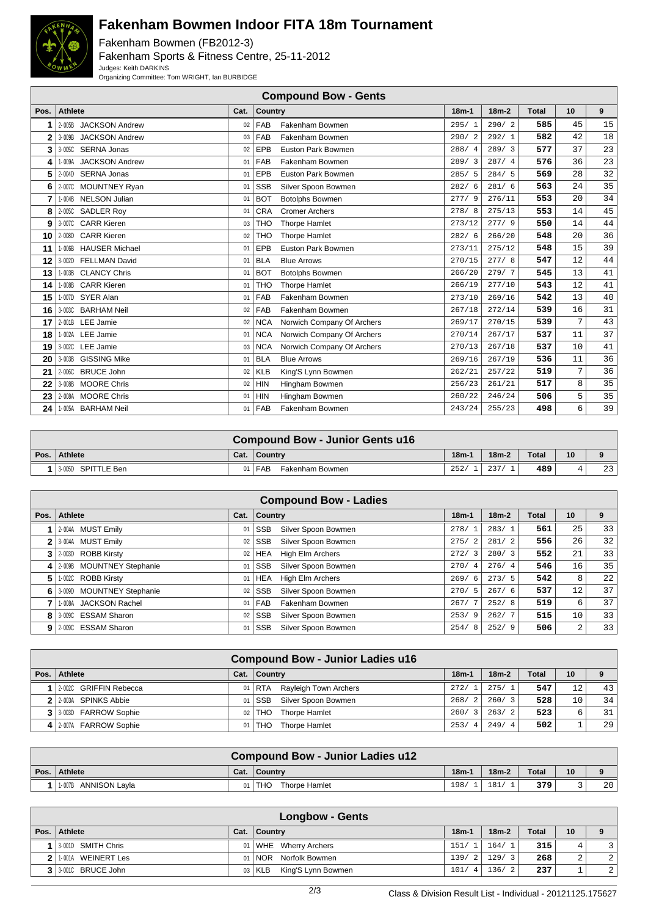# Fakenham Bowmen Indoor FITA 18m Tournament

Fakenham Bowmen (FB2012-3)
Fakenham Sports & Fitness Centre, 25-11-2012
Judges: Keith DARKINS
Organizing Committee: Tom WRIGHT, Ian BURBIDGE

## Compound Bow - Gents

| Pos. | Athlete | Cat. | Country | | 18m-1 | 18m-2 | Total | 10 | 9 |
|---|---|---|---|---|---|---|---|---|---|
| 1 | 2-005B JACKSON Andrew | 02 | FAB | Fakenham Bowmen | 295/ 1 | 290/ 2 | 585 | 45 | 15 |
| 2 | 3-009B JACKSON Andrew | 03 | FAB | Fakenham Bowmen | 290/ 2 | 292/ 1 | 582 | 42 | 18 |
| 3 | 3-005C SERNA Jonas | 02 | EPB | Euston Park Bowmen | 288/ 4 | 289/ 3 | 577 | 37 | 23 |
| 4 | 1-009A JACKSON Andrew | 01 | FAB | Fakenham Bowmen | 289/ 3 | 287/ 4 | 576 | 36 | 23 |
| 5 | 2-004D SERNA Jonas | 01 | EPB | Euston Park Bowmen | 285/ 5 | 284/ 5 | 569 | 28 | 32 |
| 6 | 2-007C MOUNTNEY Ryan | 01 | SSB | Silver Spoon Bowmen | 282/ 6 | 281/ 6 | 563 | 24 | 35 |
| 7 | 1-004B NELSON Julian | 01 | BOT | Botolphs Bowmen | 277/ 9 | 276/11 | 553 | 20 | 34 |
| 8 | 2-005C SADLER Roy | 01 | CRA | Cromer Archers | 278/ 8 | 275/13 | 553 | 14 | 45 |
| 9 | 3-007C CARR Kieren | 03 | THO | Thorpe Hamlet | 273/12 | 277/ 9 | 550 | 14 | 44 |
| 10 | 2-008D CARR Kieren | 02 | THO | Thorpe Hamlet | 282/ 6 | 266/20 | 548 | 20 | 36 |
| 11 | 1-006B HAUSER Michael | 01 | EPB | Euston Park Bowmen | 273/11 | 275/12 | 548 | 15 | 39 |
| 12 | 3-002D FELLMAN David | 01 | BLA | Blue Arrows | 270/15 | 277/ 8 | 547 | 12 | 44 |
| 13 | 1-003B CLANCY Chris | 01 | BOT | Botolphs Bowmen | 266/20 | 279/ 7 | 545 | 13 | 41 |
| 14 | 1-008B CARR Kieren | 01 | THO | Thorpe Hamlet | 266/19 | 277/10 | 543 | 12 | 41 |
| 15 | 1-007D SYER Alan | 01 | FAB | Fakenham Bowmen | 273/10 | 269/16 | 542 | 13 | 40 |
| 16 | 3-003C BARHAM Neil | 02 | FAB | Fakenham Bowmen | 267/18 | 272/14 | 539 | 16 | 31 |
| 17 | 2-001B LEE Jamie | 02 | NCA | Norwich Company Of Archers | 269/17 | 270/15 | 539 | 7 | 43 |
| 18 | 1-002A LEE Jamie | 01 | NCA | Norwich Company Of Archers | 270/14 | 267/17 | 537 | 11 | 37 |
| 19 | 3-002C LEE Jamie | 03 | NCA | Norwich Company Of Archers | 270/13 | 267/18 | 537 | 10 | 41 |
| 20 | 3-003B GISSING Mike | 01 | BLA | Blue Arrows | 269/16 | 267/19 | 536 | 11 | 36 |
| 21 | 2-006C BRUCE John | 02 | KLB | King'S Lynn Bowmen | 262/21 | 257/22 | 519 | 7 | 36 |
| 22 | 3-008B MOORE Chris | 02 | HIN | Hingham Bowmen | 256/23 | 261/21 | 517 | 8 | 35 |
| 23 | 2-008A MOORE Chris | 01 | HIN | Hingham Bowmen | 260/22 | 246/24 | 506 | 5 | 35 |
| 24 | 1-005A BARHAM Neil | 01 | FAB | Fakenham Bowmen | 243/24 | 255/23 | 498 | 6 | 39 |

## Compound Bow - Junior Gents u16

| Pos. | Athlete | Cat. | Country | | 18m-1 | 18m-2 | Total | 10 | 9 |
|---|---|---|---|---|---|---|---|---|---|
| 1 | 3-005D SPITTLE Ben | 01 | FAB | Fakenham Bowmen | 252/ 1 | 237/ 1 | 489 | 4 | 23 |

## Compound Bow - Ladies

| Pos. | Athlete | Cat. | Country | | 18m-1 | 18m-2 | Total | 10 | 9 |
|---|---|---|---|---|---|---|---|---|---|
| 1 | 2-004A MUST Emily | 01 | SSB | Silver Spoon Bowmen | 278/ 1 | 283/ 1 | 561 | 25 | 33 |
| 2 | 3-004A MUST Emily | 02 | SSB | Silver Spoon Bowmen | 275/ 2 | 281/ 2 | 556 | 26 | 32 |
| 3 | 2-003D ROBB Kirsty | 02 | HEA | High Elm Archers | 272/ 3 | 280/ 3 | 552 | 21 | 33 |
| 4 | 2-009B MOUNTNEY Stephanie | 01 | SSB | Silver Spoon Bowmen | 270/ 4 | 276/ 4 | 546 | 16 | 35 |
| 5 | 1-002C ROBB Kirsty | 01 | HEA | High Elm Archers | 269/ 6 | 273/ 5 | 542 | 8 | 22 |
| 6 | 3-009D MOUNTNEY Stephanie | 02 | SSB | Silver Spoon Bowmen | 270/ 5 | 267/ 6 | 537 | 12 | 37 |
| 7 | 1-008A JACKSON Rachel | 01 | FAB | Fakenham Bowmen | 267/ 7 | 252/ 8 | 519 | 6 | 37 |
| 8 | 3-009C ESSAM Sharon | 02 | SSB | Silver Spoon Bowmen | 253/ 9 | 262/ 7 | 515 | 10 | 33 |
| 9 | 2-009C ESSAM Sharon | 01 | SSB | Silver Spoon Bowmen | 254/ 8 | 252/ 9 | 506 | 2 | 33 |

## Compound Bow - Junior Ladies u16

| Pos. | Athlete | Cat. | Country | | 18m-1 | 18m-2 | Total | 10 | 9 |
|---|---|---|---|---|---|---|---|---|---|
| 1 | 2-002C GRIFFIN Rebecca | 01 | RTA | Rayleigh Town Archers | 272/ 1 | 275/ 1 | 547 | 12 | 43 |
| 2 | 2-003A SPINKS Abbie | 01 | SSB | Silver Spoon Bowmen | 268/ 2 | 260/ 3 | 528 | 10 | 34 |
| 3 | 3-003D FARROW Sophie | 02 | THO | Thorpe Hamlet | 260/ 3 | 263/ 2 | 523 | 6 | 31 |
| 4 | 2-007A FARROW Sophie | 01 | THO | Thorpe Hamlet | 253/ 4 | 249/ 4 | 502 | 1 | 29 |

## Compound Bow - Junior Ladies u12

| Pos. | Athlete | Cat. | Country | | 18m-1 | 18m-2 | Total | 10 | 9 |
|---|---|---|---|---|---|---|---|---|---|
| 1 | 1-007B ANNISON Layla | 01 | THO | Thorpe Hamlet | 198/ 1 | 181/ 1 | 379 | 3 | 20 |

## Longbow - Gents

| Pos. | Athlete | Cat. | Country | | 18m-1 | 18m-2 | Total | 10 | 9 |
|---|---|---|---|---|---|---|---|---|---|
| 1 | 3-001D SMITH Chris | 01 | WHE | Wherry Archers | 151/ 1 | 164/ 1 | 315 | 4 | 3 |
| 2 | 1-001A WEINERT Les | 01 | NOR | Norfolk Bowmen | 139/ 2 | 129/ 3 | 268 | 2 | 2 |
| 3 | 3-001C BRUCE John | 03 | KLB | King'S Lynn Bowmen | 101/ 4 | 136/ 2 | 237 | 1 | 2 |

Class & Division Result List - Individual - 20121125.175627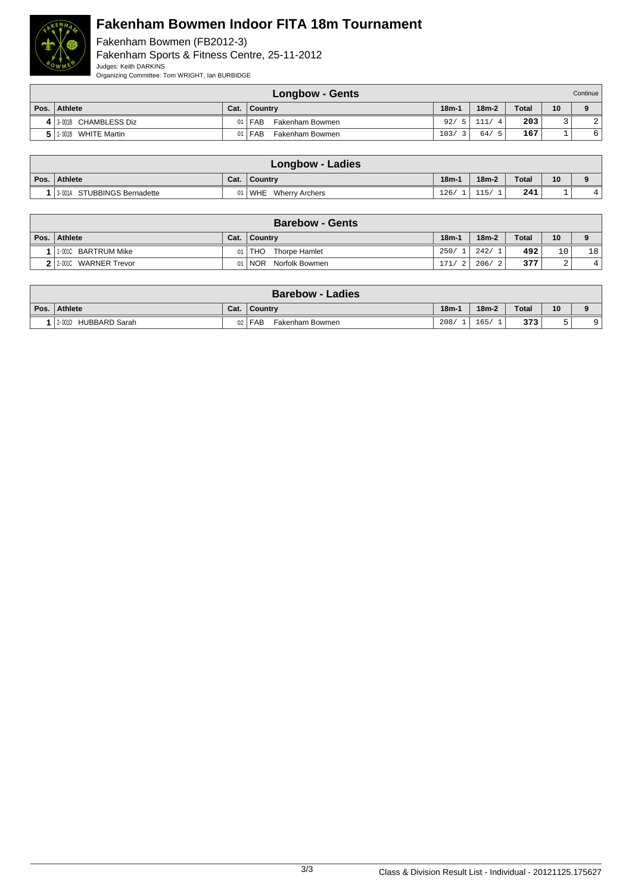# Fakenham Bowmen Indoor FITA 18m Tournament

Fakenham Bowmen (FB2012-3)

Fakenham Sports & Fitness Centre, 25-11-2012

Judges: Keith DARKINS

Organizing Committee: Tom WRIGHT, Ian BURBIDGE

## Longbow - Gents

Continue

| Pos. | Athlete | Cat. | Country | 18m-1 | 18m-2 | Total | 10 | 9 |
|---|---|---|---|---|---|---|---|---|
| 4 | 3-001B CHAMBLESS Diz | 01 | FAB Fakenham Bowmen | 92/ 5 | 111/ 4 | 203 | 3 | 2 |
| 5 | 1-001B WHITE Martin | 01 | FAB Fakenham Bowmen | 103/ 3 | 64/ 5 | 167 | 1 | 6 |

## Longbow - Ladies

| Pos. | Athlete | Cat. | Country | 18m-1 | 18m-2 | Total | 10 | 9 |
|---|---|---|---|---|---|---|---|---|
| 1 | 3-001A STUBBINGS Bernadette | 01 | WHE Wherry Archers | 126/ 1 | 115/ 1 | 241 | 1 | 4 |

## Barebow - Gents

| Pos. | Athlete | Cat. | Country | 18m-1 | 18m-2 | Total | 10 | 9 |
|---|---|---|---|---|---|---|---|---|
| 1 | 1-001C BARTRUM Mike | 01 | THO Thorpe Hamlet | 250/ 1 | 242/ 1 | 492 | 10 | 18 |
| 2 | 2-001C WARNER Trevor | 01 | NOR Norfolk Bowmen | 171/ 2 | 206/ 2 | 377 | 2 | 4 |

## Barebow - Ladies

| Pos. | Athlete | Cat. | Country | 18m-1 | 18m-2 | Total | 10 | 9 |
|---|---|---|---|---|---|---|---|---|
| 1 | 2-001D HUBBARD Sarah | 02 | FAB Fakenham Bowmen | 208/ 1 | 165/ 1 | 373 | 5 | 9 |

Class & Division Result List - Individual - 20121125.175627